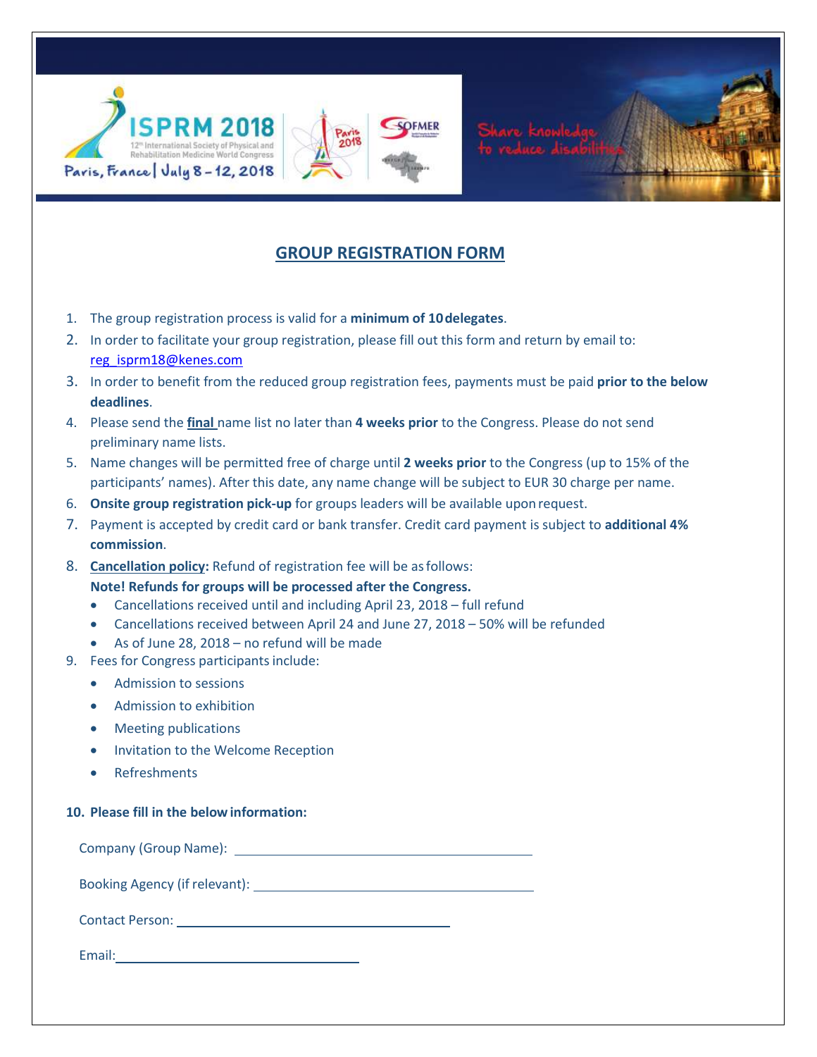ISPRM 2018

12th International Society of Physical and Rehabilitation Medicine World Congress

Paris, France | July 8 – 12, 2018

Share knowledge to reduce disabilities

# GROUP REGISTRATION FORM

1. The group registration process is valid for a **minimum of 10 delegates**.
2. In order to facilitate your group registration, please fill out this form and return by email to: reg_isprm18@kenes.com
3. In order to benefit from the reduced group registration fees, payments must be paid **prior to the below deadlines**.
4. Please send the **final** name list no later than **4 weeks prior** to the Congress. Please do not send preliminary name lists.
5. Name changes will be permitted free of charge until **2 weeks prior** to the Congress (up to 15% of the participants' names). After this date, any name change will be subject to EUR 30 charge per name.
6. **Onsite group registration pick-up** for groups leaders will be available upon request.
7. Payment is accepted by credit card or bank transfer. Credit card payment is subject to **additional 4% commission**.
8. **Cancellation policy:** Refund of registration fee will be as follows:
   **Note! Refunds for groups will be processed after the Congress.**
   - Cancellations received until and including April 23, 2018 – full refund
   - Cancellations received between April 24 and June 27, 2018 – 50% will be refunded
   - As of June 28, 2018 – no refund will be made
9. Fees for Congress participants include:
   - Admission to sessions
   - Admission to exhibition
   - Meeting publications
   - Invitation to the Welcome Reception
   - Refreshments

**10. Please fill in the below information:**

Company (Group Name): ______________________________

Booking Agency (if relevant): ______________________________

Contact Person: ______________________________

Email: ______________________________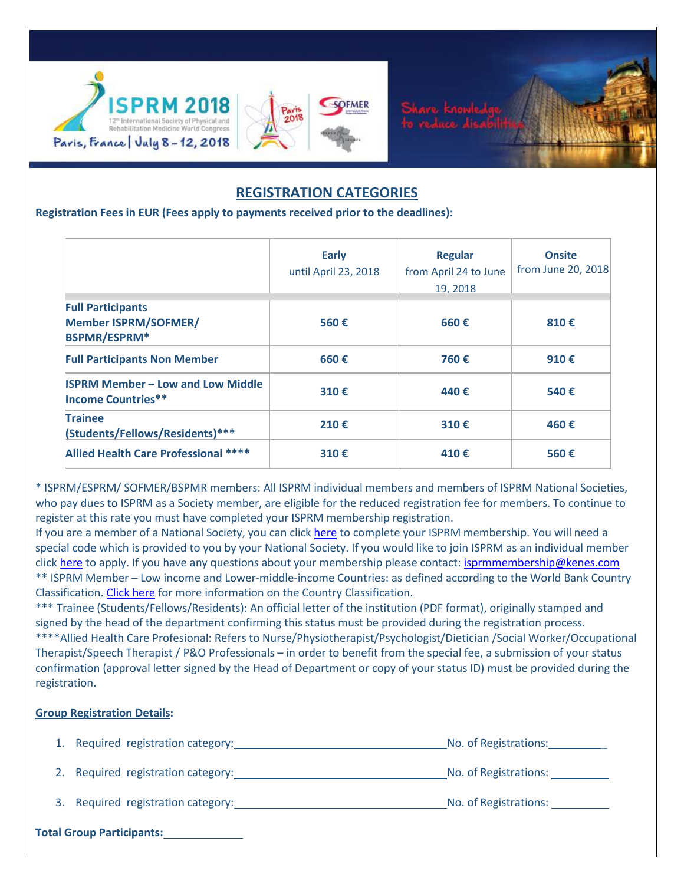## REGISTRATION CATEGORIES

**Registration Fees in EUR (Fees apply to payments received prior to the deadlines):**

| | **Early** until April 23, 2018 | **Regular** from April 24 to June 19, 2018 | **Onsite** from June 20, 2018 |
|---|---|---|---|
| **Full Participants Member ISPRM/SOFMER/ BSPMR/ESPRM*** | **560 €** | **660 €** | **810 €** |
| **Full Participants Non Member** | **660 €** | **760 €** | **910 €** |
| **ISPRM Member – Low and Low Middle Income Countries**** | **310 €** | **440 €** | **540 €** |
| **Trainee (Students/Fellows/Residents)***** | **210 €** | **310 €** | **460 €** |
| **Allied Health Care Professional ******* | **310 €** | **410 €** | **560 €** |

* ISPRM/ESPRM/ SOFMER/BSPMR members: All ISPRM individual members and members of ISPRM National Societies, who pay dues to ISPRM as a Society member, are eligible for the reduced registration fee for members. To continue to register at this rate you must have completed your ISPRM membership registration.
If you are a member of a National Society, you can click here to complete your ISPRM membership. You will need a special code which is provided to you by your National Society. If you would like to join ISPRM as an individual member click here to apply. If you have any questions about your membership please contact: isprmmembership@kenes.com
** ISPRM Member – Low income and Lower-middle-income Countries: as defined according to the World Bank Country Classification. Click here for more information on the Country Classification.
*** Trainee (Students/Fellows/Residents): An official letter of the institution (PDF format), originally stamped and signed by the head of the department confirming this status must be provided during the registration process.
****Allied Health Care Profesional: Refers to Nurse/Physiotherapist/Psychologist/Dietician /Social Worker/Occupational Therapist/Speech Therapist / P&O Professionals – in order to benefit from the special fee, a submission of your status confirmation (approval letter signed by the Head of Department or copy of your status ID) must be provided during the registration.

**Group Registration Details:**

1. Required registration category: ______________________ No. of Registrations: __________
2. Required registration category: ______________________ No. of Registrations: __________
3. Required registration category: ______________________ No. of Registrations: __________

**Total Group Participants:** ____________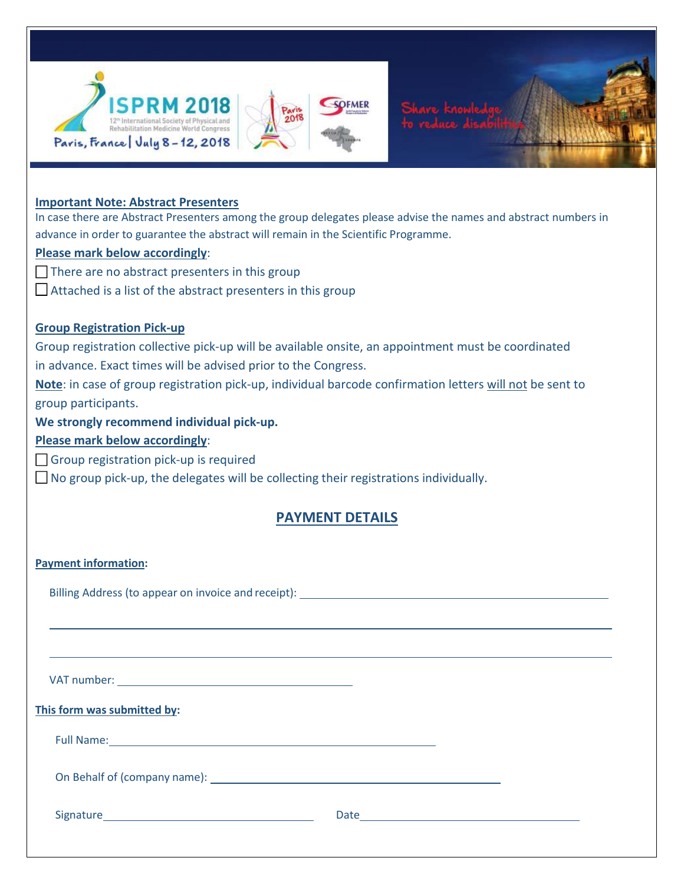**Important Note: Abstract Presenters**

In case there are Abstract Presenters among the group delegates please advise the names and abstract numbers in advance in order to guarantee the abstract will remain in the Scientific Programme.

**Please mark below accordingly**:

☐ There are no abstract presenters in this group

☐ Attached is a list of the abstract presenters in this group

**Group Registration Pick-up**

Group registration collective pick-up will be available onsite, an appointment must be coordinated in advance. Exact times will be advised prior to the Congress.

**Note**: in case of group registration pick-up, individual barcode confirmation letters will not be sent to group participants.

**We strongly recommend individual pick-up.**

**Please mark below accordingly**:

☐ Group registration pick-up is required

☐ No group pick-up, the delegates will be collecting their registrations individually.

## PAYMENT DETAILS

**Payment information:**

Billing Address (to appear on invoice and receipt): ______________________________________________

______________________________________________________________________________

______________________________________________________________________________

VAT number: ______________________________

**This form was submitted by:**

Full Name: ______________________________________________

On Behalf of (company name): ______________________________________

Signature ______________________________ Date ______________________________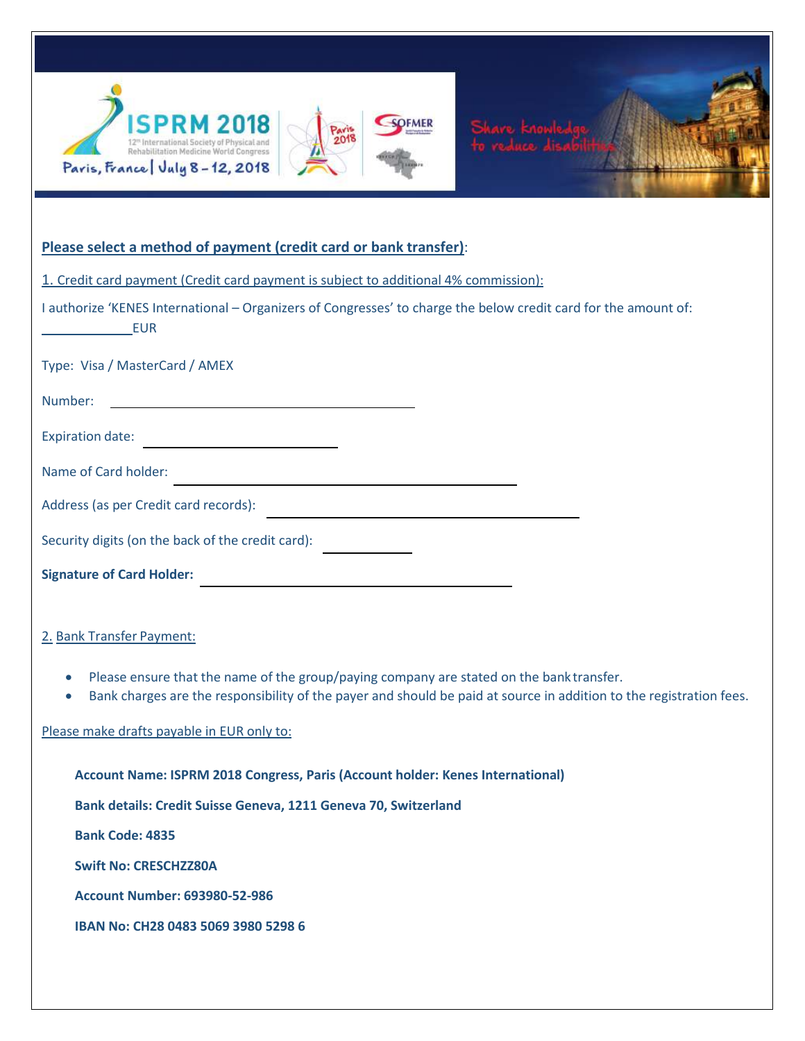ISPRM 2018

12th International Society of Physical and Rehabilitation Medicine World Congress

Paris, France | July 8 – 12, 2018

Share knowledge to reduce disabilities

**Please select a method of payment (credit card or bank transfer)**:

1. Credit card payment (Credit card payment is subject to additional 4% commission):

I authorize 'KENES International – Organizers of Congresses' to charge the below credit card for the amount of: ____________EUR

Type: Visa / MasterCard / AMEX

Number: ________________________________

Expiration date: ____________________

Name of Card holder: ________________________________

Address (as per Credit card records): ________________________________

Security digits (on the back of the credit card): __________

**Signature of Card Holder:** ________________________________

2. Bank Transfer Payment:

- Please ensure that the name of the group/paying company are stated on the bank transfer.
- Bank charges are the responsibility of the payer and should be paid at source in addition to the registration fees.

Please make drafts payable in EUR only to:

**Account Name: ISPRM 2018 Congress, Paris (Account holder: Kenes International)**

**Bank details: Credit Suisse Geneva, 1211 Geneva 70, Switzerland**

**Bank Code: 4835**

**Swift No: CRESCHZZ80A**

**Account Number: 693980-52-986**

**IBAN No: CH28 0483 5069 3980 5298 6**